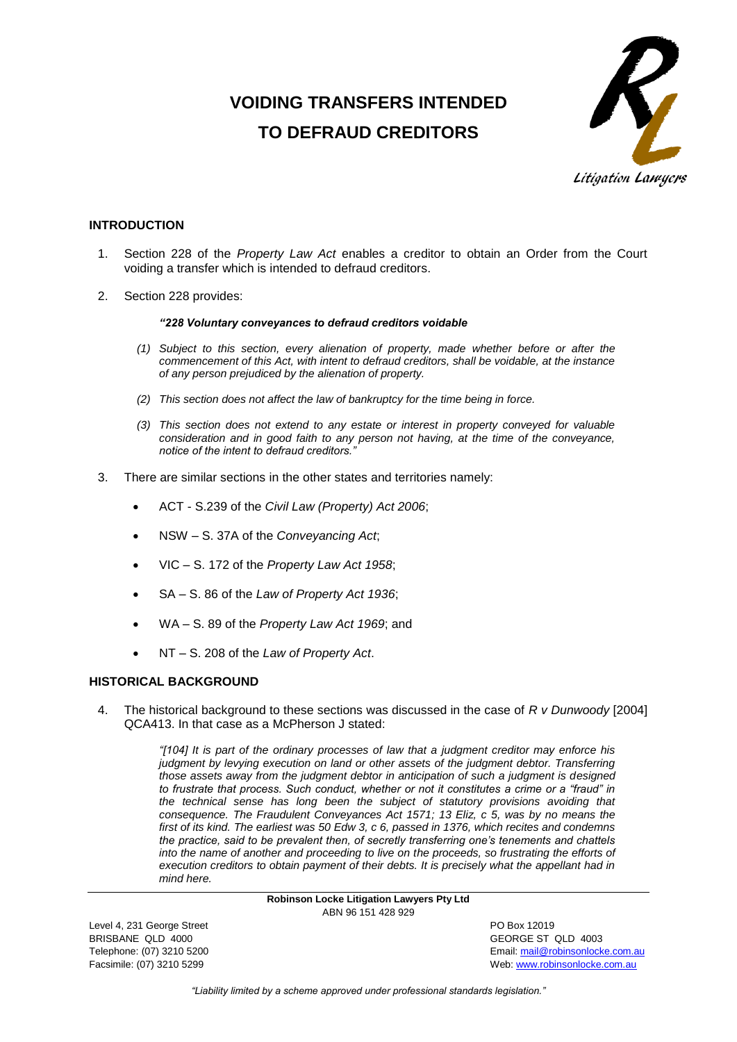# VOIDING TRANSFERS INTENDED TO DEFRAUD CREDITORS

## INTRODUCTION

1. Section 228 of the *Property Law Act* enables a creditor to obtain an Order from the Court voiding a transfer which is intended to defraud creditors.

2. Section 228 provides:

   > ***"228 Voluntary conveyances to defraud creditors voidable***
   >
   > *(1) Subject to this section, every alienation of property, made whether before or after the commencement of this Act, with intent to defraud creditors, shall be voidable, at the instance of any person prejudiced by the alienation of property.*
   >
   > *(2) This section does not affect the law of bankruptcy for the time being in force.*
   >
   > *(3) This section does not extend to any estate or interest in property conveyed for valuable consideration and in good faith to any person not having, at the time of the conveyance, notice of the intent to defraud creditors."*

3. There are similar sections in the other states and territories namely:

   - ACT - S.239 of the *Civil Law (Property) Act 2006*;
   - NSW – S. 37A of the *Conveyancing Act*;
   - VIC – S. 172 of the *Property Law Act 1958*;
   - SA – S. 86 of the *Law of Property Act 1936*;
   - WA – S. 89 of the *Property Law Act 1969*; and
   - NT – S. 208 of the *Law of Property Act*.

## HISTORICAL BACKGROUND

4. The historical background to these sections was discussed in the case of *R v Dunwoody* [2004] QCA413. In that case as a McPherson J stated:

   > *"[104] It is part of the ordinary processes of law that a judgment creditor may enforce his judgment by levying execution on land or other assets of the judgment debtor. Transferring those assets away from the judgment debtor in anticipation of such a judgment is designed to frustrate that process. Such conduct, whether or not it constitutes a crime or a "fraud" in the technical sense has long been the subject of statutory provisions avoiding that consequence. The Fraudulent Conveyances Act 1571; 13 Eliz, c 5, was by no means the first of its kind. The earliest was 50 Edw 3, c 6, passed in 1376, which recites and condemns the practice, said to be prevalent then, of secretly transferring one's tenements and chattels into the name of another and proceeding to live on the proceeds, so frustrating the efforts of execution creditors to obtain payment of their debts. It is precisely what the appellant had in mind here.*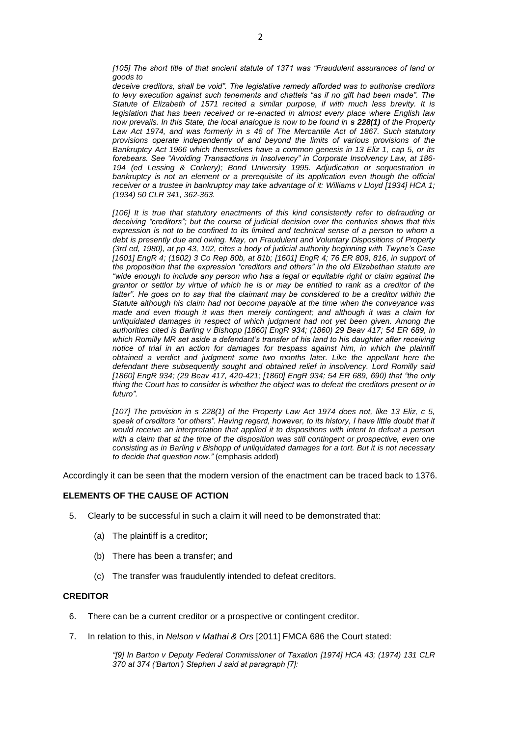*[105] The short title of that ancient statute of 1371 was "Fraudulent assurances of land or goods to deceive creditors, shall be void". The legislative remedy afforded was to authorise creditors to levy execution against such tenements and chattels "as if no gift had been made". The Statute of Elizabeth of 1571 recited a similar purpose, if with much less brevity. It is legislation that has been received or re-enacted in almost every place where English law now prevails. In this State, the local analogue is now to be found in **s 228(1)** of the Property Law Act 1974, and was formerly in s 46 of The Mercantile Act of 1867. Such statutory provisions operate independently of and beyond the limits of various provisions of the Bankruptcy Act 1966 which themselves have a common genesis in 13 Eliz 1, cap 5, or its forebears. See "Avoiding Transactions in Insolvency" in Corporate Insolvency Law, at 186-194 (ed Lessing & Corkery); Bond University 1995. Adjudication or sequestration in bankruptcy is not an element or a prerequisite of its application even though the official receiver or a trustee in bankruptcy may take advantage of it: Williams v Lloyd [1934] HCA 1; (1934) 50 CLR 341, 362-363.*

*[106] It is true that statutory enactments of this kind consistently refer to defrauding or deceiving "creditors"; but the course of judicial decision over the centuries shows that this expression is not to be confined to its limited and technical sense of a person to whom a debt is presently due and owing. May, on Fraudulent and Voluntary Dispositions of Property (3rd ed, 1980), at pp 43, 102, cites a body of judicial authority beginning with Twyne's Case [1601] EngR 4; (1602) 3 Co Rep 80b, at 81b; [1601] EngR 4; 76 ER 809, 816, in support of the proposition that the expression "creditors and others" in the old Elizabethan statute are "wide enough to include any person who has a legal or equitable right or claim against the grantor or settlor by virtue of which he is or may be entitled to rank as a creditor of the latter". He goes on to say that the claimant may be considered to be a creditor within the Statute although his claim had not become payable at the time when the conveyance was made and even though it was then merely contingent; and although it was a claim for unliquidated damages in respect of which judgment had not yet been given. Among the authorities cited is Barling v Bishopp [1860] EngR 934; (1860) 29 Beav 417; 54 ER 689, in which Romilly MR set aside a defendant's transfer of his land to his daughter after receiving notice of trial in an action for damages for trespass against him, in which the plaintiff obtained a verdict and judgment some two months later. Like the appellant here the defendant there subsequently sought and obtained relief in insolvency. Lord Romilly said [1860] EngR 934; (29 Beav 417, 420-421; [1860] EngR 934; 54 ER 689, 690) that "the only thing the Court has to consider is whether the object was to defeat the creditors present or in futuro".*

*[107] The provision in s 228(1) of the Property Law Act 1974 does not, like 13 Eliz, c 5, speak of creditors "or others". Having regard, however, to its history, I have little doubt that it would receive an interpretation that applied it to dispositions with intent to defeat a person with a claim that at the time of the disposition was still contingent or prospective, even one consisting as in Barling v Bishopp of unliquidated damages for a tort. But it is not necessary to decide that question now."* (emphasis added)

Accordingly it can be seen that the modern version of the enactment can be traced back to 1376.

## ELEMENTS OF THE CAUSE OF ACTION

5. Clearly to be successful in such a claim it will need to be demonstrated that:

   (a) The plaintiff is a creditor;

   (b) There has been a transfer; and

   (c) The transfer was fraudulently intended to defeat creditors.

## CREDITOR

6. There can be a current creditor or a prospective or contingent creditor.

7. In relation to this, in *Nelson v Mathai & Ors* [2011] FMCA 686 the Court stated:

   *"[9] In Barton v Deputy Federal Commissioner of Taxation [1974] HCA 43; (1974) 131 CLR 370 at 374 ('Barton') Stephen J said at paragraph [7]:*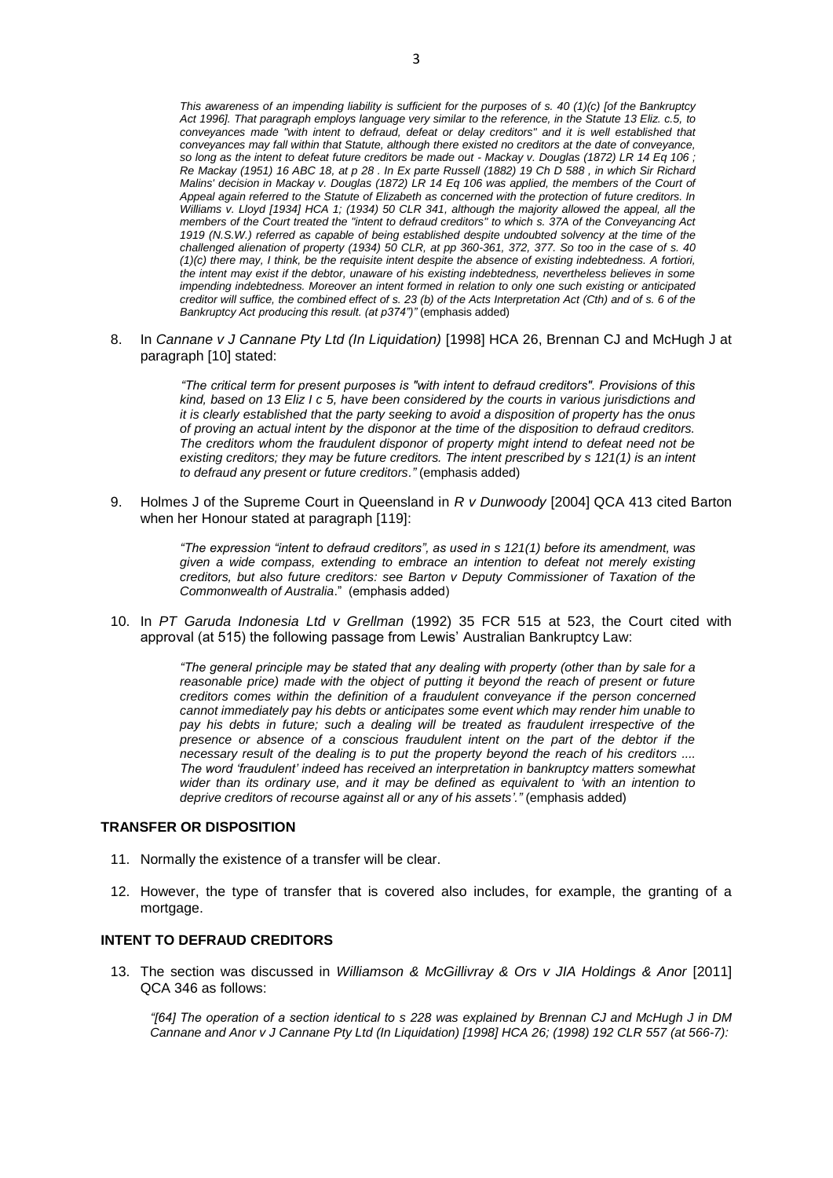*This awareness of an impending liability is sufficient for the purposes of s. 40 (1)(c) [of the Bankruptcy Act 1996]. That paragraph employs language very similar to the reference, in the Statute 13 Eliz. c.5, to conveyances made "with intent to defraud, defeat or delay creditors" and it is well established that conveyances may fall within that Statute, although there existed no creditors at the date of conveyance, so long as the intent to defeat future creditors be made out - Mackay v. Douglas (1872) LR 14 Eq 106 ; Re Mackay (1951) 16 ABC 18, at p 28 . In Ex parte Russell (1882) 19 Ch D 588 , in which Sir Richard Malins' decision in Mackay v. Douglas (1872) LR 14 Eq 106 was applied, the members of the Court of Appeal again referred to the Statute of Elizabeth as concerned with the protection of future creditors. In Williams v. Lloyd [1934] HCA 1; (1934) 50 CLR 341, although the majority allowed the appeal, all the members of the Court treated the "intent to defraud creditors" to which s. 37A of the Conveyancing Act 1919 (N.S.W.) referred as capable of being established despite undoubted solvency at the time of the challenged alienation of property (1934) 50 CLR, at pp 360-361, 372, 377. So too in the case of s. 40 (1)(c) there may, I think, be the requisite intent despite the absence of existing indebtedness. A fortiori, the intent may exist if the debtor, unaware of his existing indebtedness, nevertheless believes in some impending indebtedness. Moreover an intent formed in relation to only one such existing or anticipated creditor will suffice, the combined effect of s. 23 (b) of the Acts Interpretation Act (Cth) and of s. 6 of the Bankruptcy Act producing this result. (at p374")"* (emphasis added)

8. In *Cannane v J Cannane Pty Ltd (In Liquidation)* [1998] HCA 26, Brennan CJ and McHugh J at paragraph [10] stated:

   *"The critical term for present purposes is "with intent to defraud creditors". Provisions of this kind, based on 13 Eliz I c 5, have been considered by the courts in various jurisdictions and it is clearly established that the party seeking to avoid a disposition of property has the onus of proving an actual intent by the disponor at the time of the disposition to defraud creditors. The creditors whom the fraudulent disponor of property might intend to defeat need not be existing creditors; they may be future creditors. The intent prescribed by s 121(1) is an intent to defraud any present or future creditors."* (emphasis added)

9. Holmes J of the Supreme Court in Queensland in *R v Dunwoody* [2004] QCA 413 cited Barton when her Honour stated at paragraph [119]:

   *"The expression "intent to defraud creditors", as used in s 121(1) before its amendment, was given a wide compass, extending to embrace an intention to defeat not merely existing creditors, but also future creditors: see Barton v Deputy Commissioner of Taxation of the Commonwealth of Australia."* (emphasis added)

10. In *PT Garuda Indonesia Ltd v Grellman* (1992) 35 FCR 515 at 523, the Court cited with approval (at 515) the following passage from Lewis' Australian Bankruptcy Law:

    *"The general principle may be stated that any dealing with property (other than by sale for a reasonable price) made with the object of putting it beyond the reach of present or future creditors comes within the definition of a fraudulent conveyance if the person concerned cannot immediately pay his debts or anticipates some event which may render him unable to pay his debts in future; such a dealing will be treated as fraudulent irrespective of the presence or absence of a conscious fraudulent intent on the part of the debtor if the necessary result of the dealing is to put the property beyond the reach of his creditors .... The word 'fraudulent' indeed has received an interpretation in bankruptcy matters somewhat wider than its ordinary use, and it may be defined as equivalent to 'with an intention to deprive creditors of recourse against all or any of his assets'."* (emphasis added)

## TRANSFER OR DISPOSITION

11. Normally the existence of a transfer will be clear.

12. However, the type of transfer that is covered also includes, for example, the granting of a mortgage.

## INTENT TO DEFRAUD CREDITORS

13. The section was discussed in *Williamson & McGillivray & Ors v JIA Holdings & Anor* [2011] QCA 346 as follows:

    *"[64] The operation of a section identical to s 228 was explained by Brennan CJ and McHugh J in DM Cannane and Anor v J Cannane Pty Ltd (In Liquidation) [1998] HCA 26; (1998) 192 CLR 557 (at 566-7):*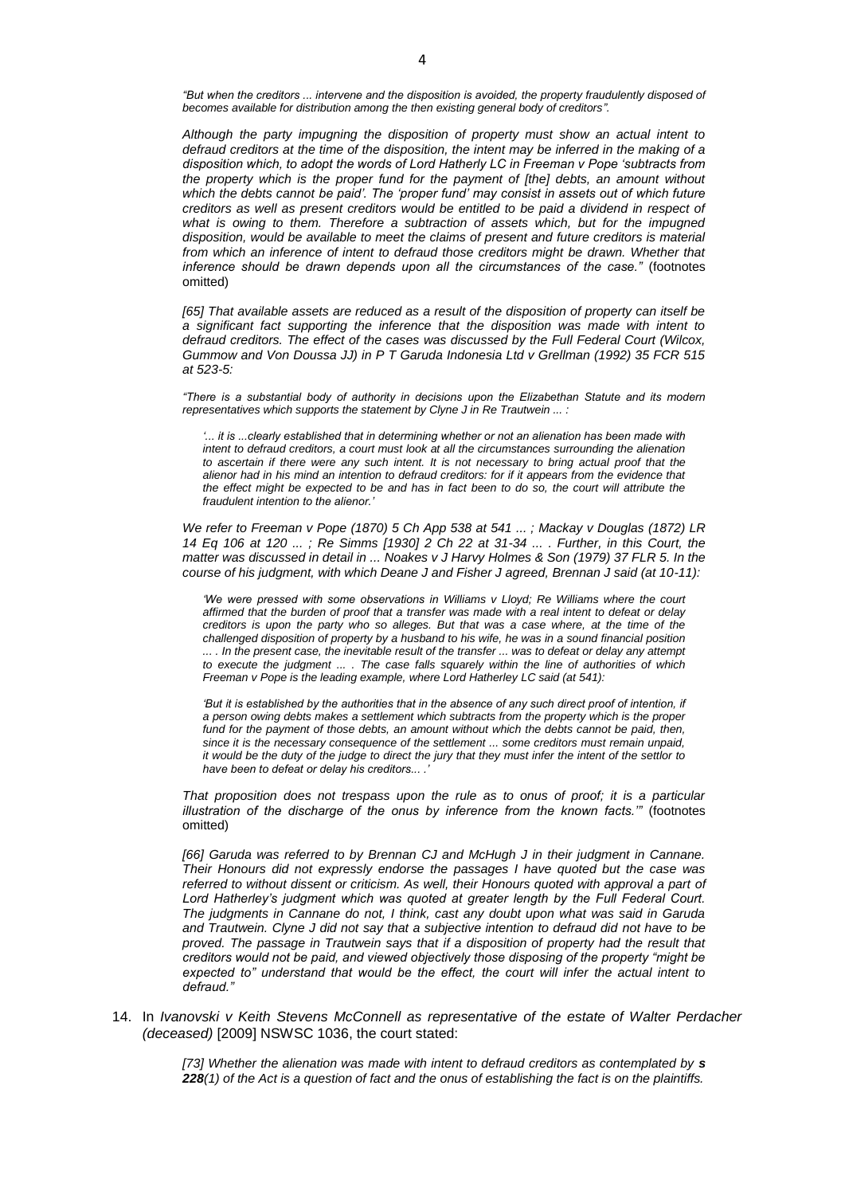*"But when the creditors ... intervene and the disposition is avoided, the property fraudulently disposed of becomes available for distribution among the then existing general body of creditors".*

*Although the party impugning the disposition of property must show an actual intent to defraud creditors at the time of the disposition, the intent may be inferred in the making of a disposition which, to adopt the words of Lord Hatherly LC in Freeman v Pope 'subtracts from the property which is the proper fund for the payment of [the] debts, an amount without which the debts cannot be paid'. The 'proper fund' may consist in assets out of which future creditors as well as present creditors would be entitled to be paid a dividend in respect of what is owing to them. Therefore a subtraction of assets which, but for the impugned disposition, would be available to meet the claims of present and future creditors is material from which an inference of intent to defraud those creditors might be drawn. Whether that inference should be drawn depends upon all the circumstances of the case."* (footnotes omitted)

*[65] That available assets are reduced as a result of the disposition of property can itself be a significant fact supporting the inference that the disposition was made with intent to defraud creditors. The effect of the cases was discussed by the Full Federal Court (Wilcox, Gummow and Von Doussa JJ) in P T Garuda Indonesia Ltd v Grellman (1992) 35 FCR 515 at 523-5:*

*"There is a substantial body of authority in decisions upon the Elizabethan Statute and its modern representatives which supports the statement by Clyne J in Re Trautwein ... :*

> *'... it is ...clearly established that in determining whether or not an alienation has been made with intent to defraud creditors, a court must look at all the circumstances surrounding the alienation to ascertain if there were any such intent. It is not necessary to bring actual proof that the alienor had in his mind an intention to defraud creditors: for if it appears from the evidence that the effect might be expected to be and has in fact been to do so, the court will attribute the fraudulent intention to the alienor.'*

*We refer to Freeman v Pope (1870) 5 Ch App 538 at 541 ... ; Mackay v Douglas (1872) LR 14 Eq 106 at 120 ... ; Re Simms [1930] 2 Ch 22 at 31-34 ... . Further, in this Court, the matter was discussed in detail in ... Noakes v J Harvy Holmes & Son (1979) 37 FLR 5. In the course of his judgment, with which Deane J and Fisher J agreed, Brennan J said (at 10-11):*

> *'We were pressed with some observations in Williams v Lloyd; Re Williams where the court affirmed that the burden of proof that a transfer was made with a real intent to defeat or delay creditors is upon the party who so alleges. But that was a case where, at the time of the challenged disposition of property by a husband to his wife, he was in a sound financial position ... . In the present case, the inevitable result of the transfer ... was to defeat or delay any attempt to execute the judgment ... . The case falls squarely within the line of authorities of which Freeman v Pope is the leading example, where Lord Hatherley LC said (at 541):*
>
> *'But it is established by the authorities that in the absence of any such direct proof of intention, if a person owing debts makes a settlement which subtracts from the property which is the proper fund for the payment of those debts, an amount without which the debts cannot be paid, then, since it is the necessary consequence of the settlement ... some creditors must remain unpaid, it would be the duty of the judge to direct the jury that they must infer the intent of the settlor to have been to defeat or delay his creditors... .'*

*That proposition does not trespass upon the rule as to onus of proof; it is a particular illustration of the discharge of the onus by inference from the known facts.'"* (footnotes omitted)

*[66] Garuda was referred to by Brennan CJ and McHugh J in their judgment in Cannane. Their Honours did not expressly endorse the passages I have quoted but the case was referred to without dissent or criticism. As well, their Honours quoted with approval a part of Lord Hatherley's judgment which was quoted at greater length by the Full Federal Court. The judgments in Cannane do not, I think, cast any doubt upon what was said in Garuda and Trautwein. Clyne J did not say that a subjective intention to defraud did not have to be proved. The passage in Trautwein says that if a disposition of property had the result that creditors would not be paid, and viewed objectively those disposing of the property "might be expected to" understand that would be the effect, the court will infer the actual intent to defraud."*

14. In *Ivanovski v Keith Stevens McConnell as representative of the estate of Walter Perdacher (deceased)* [2009] NSWSC 1036, the court stated:

    *[73] Whether the alienation was made with intent to defraud creditors as contemplated by **s 228**(1) of the Act is a question of fact and the onus of establishing the fact is on the plaintiffs.*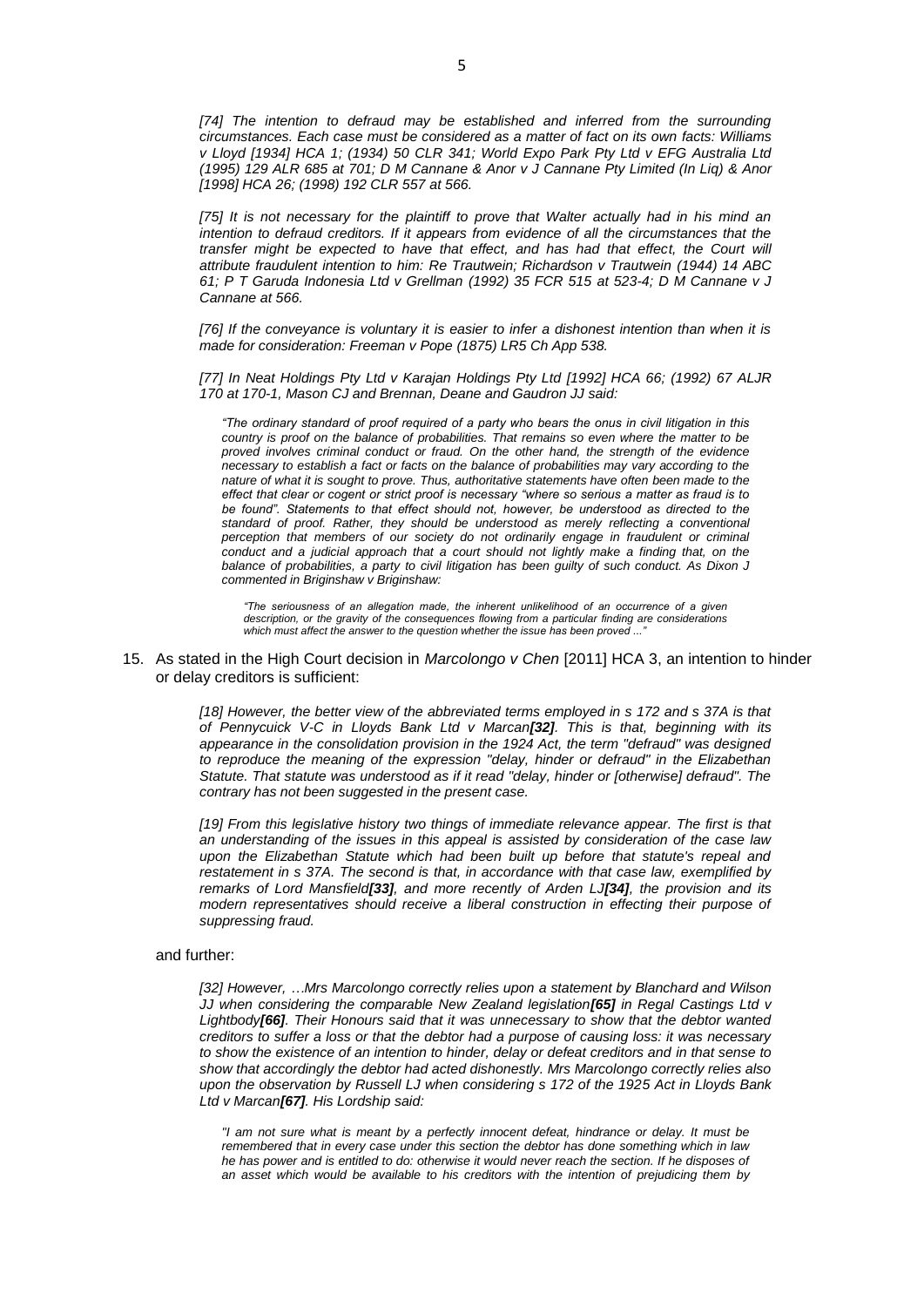*[74] The intention to defraud may be established and inferred from the surrounding circumstances. Each case must be considered as a matter of fact on its own facts: Williams v Lloyd [1934] HCA 1; (1934) 50 CLR 341; World Expo Park Pty Ltd v EFG Australia Ltd (1995) 129 ALR 685 at 701; D M Cannane & Anor v J Cannane Pty Limited (In Liq) & Anor [1998] HCA 26; (1998) 192 CLR 557 at 566.*

*[75] It is not necessary for the plaintiff to prove that Walter actually had in his mind an intention to defraud creditors. If it appears from evidence of all the circumstances that the transfer might be expected to have that effect, and has had that effect, the Court will attribute fraudulent intention to him: Re Trautwein; Richardson v Trautwein (1944) 14 ABC 61; P T Garuda Indonesia Ltd v Grellman (1992) 35 FCR 515 at 523-4; D M Cannane v J Cannane at 566.*

*[76] If the conveyance is voluntary it is easier to infer a dishonest intention than when it is made for consideration: Freeman v Pope (1875) LR5 Ch App 538.*

*[77] In Neat Holdings Pty Ltd v Karajan Holdings Pty Ltd [1992] HCA 66; (1992) 67 ALJR 170 at 170-1, Mason CJ and Brennan, Deane and Gaudron JJ said:*

> *"The ordinary standard of proof required of a party who bears the onus in civil litigation in this country is proof on the balance of probabilities. That remains so even where the matter to be proved involves criminal conduct or fraud. On the other hand, the strength of the evidence necessary to establish a fact or facts on the balance of probabilities may vary according to the nature of what it is sought to prove. Thus, authoritative statements have often been made to the effect that clear or cogent or strict proof is necessary "where so serious a matter as fraud is to be found". Statements to that effect should not, however, be understood as directed to the standard of proof. Rather, they should be understood as merely reflecting a conventional perception that members of our society do not ordinarily engage in fraudulent or criminal conduct and a judicial approach that a court should not lightly make a finding that, on the balance of probabilities, a party to civil litigation has been guilty of such conduct. As Dixon J commented in Briginshaw v Briginshaw:*
>
> > *"The seriousness of an allegation made, the inherent unlikelihood of an occurrence of a given description, or the gravity of the consequences flowing from a particular finding are considerations which must affect the answer to the question whether the issue has been proved ..."*

15. As stated in the High Court decision in *Marcolongo v Chen* [2011] HCA 3, an intention to hinder or delay creditors is sufficient:

*[18] However, the better view of the abbreviated terms employed in s 172 and s 37A is that of Pennycuick V-C in Lloyds Bank Ltd v Marcan**[32]**. This is that, beginning with its appearance in the consolidation provision in the 1924 Act, the term "defraud" was designed to reproduce the meaning of the expression "delay, hinder or defraud" in the Elizabethan Statute. That statute was understood as if it read "delay, hinder or [otherwise] defraud". The contrary has not been suggested in the present case.*

*[19] From this legislative history two things of immediate relevance appear. The first is that an understanding of the issues in this appeal is assisted by consideration of the case law upon the Elizabethan Statute which had been built up before that statute's repeal and restatement in s 37A. The second is that, in accordance with that case law, exemplified by remarks of Lord Mansfield**[33]**, and more recently of Arden LJ**[34]**, the provision and its modern representatives should receive a liberal construction in effecting their purpose of suppressing fraud.*

and further:

*[32] However, …Mrs Marcolongo correctly relies upon a statement by Blanchard and Wilson JJ when considering the comparable New Zealand legislation**[65]** in Regal Castings Ltd v Lightbody**[66]**. Their Honours said that it was unnecessary to show that the debtor wanted creditors to suffer a loss or that the debtor had a purpose of causing loss: it was necessary to show the existence of an intention to hinder, delay or defeat creditors and in that sense to show that accordingly the debtor had acted dishonestly. Mrs Marcolongo correctly relies also upon the observation by Russell LJ when considering s 172 of the 1925 Act in Lloyds Bank Ltd v Marcan**[67]**. His Lordship said:*

> *"I am not sure what is meant by a perfectly innocent defeat, hindrance or delay. It must be remembered that in every case under this section the debtor has done something which in law he has power and is entitled to do: otherwise it would never reach the section. If he disposes of an asset which would be available to his creditors with the intention of prejudicing them by*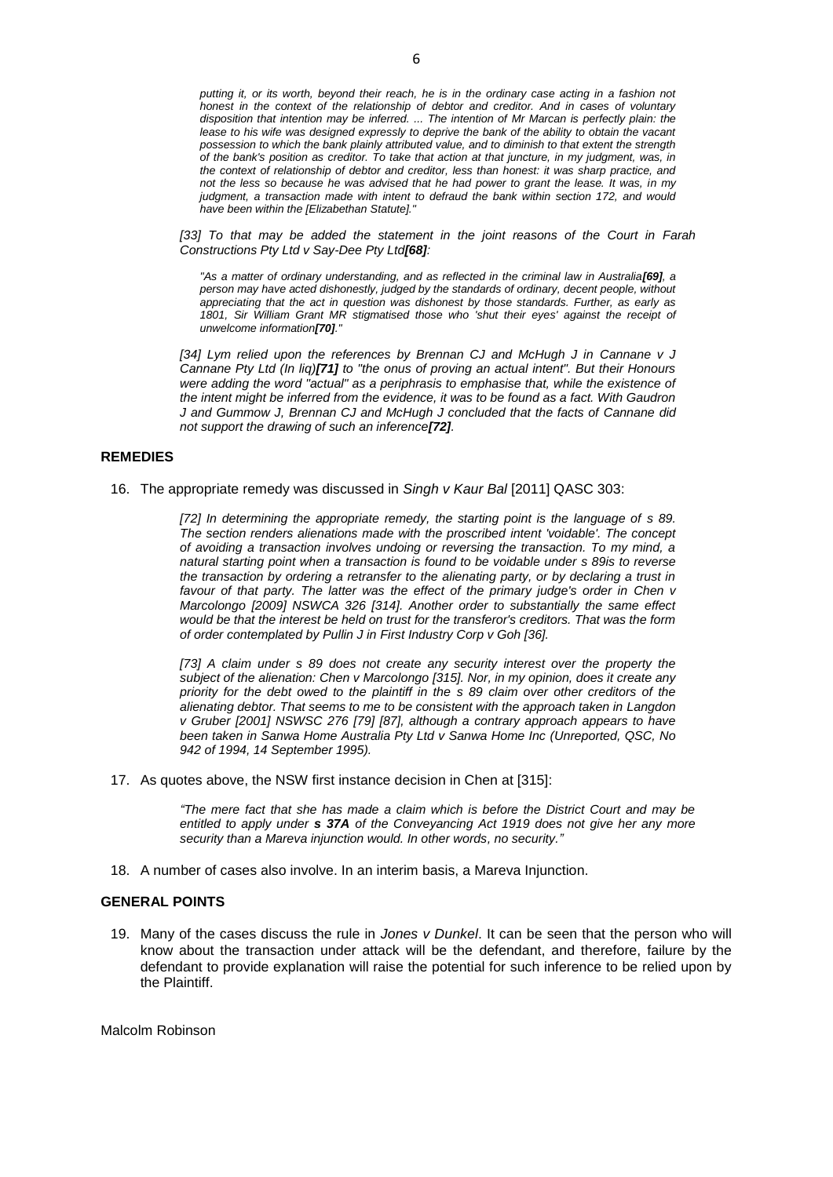*putting it, or its worth, beyond their reach, he is in the ordinary case acting in a fashion not honest in the context of the relationship of debtor and creditor. And in cases of voluntary disposition that intention may be inferred. ... The intention of Mr Marcan is perfectly plain: the lease to his wife was designed expressly to deprive the bank of the ability to obtain the vacant possession to which the bank plainly attributed value, and to diminish to that extent the strength of the bank's position as creditor. To take that action at that juncture, in my judgment, was, in the context of relationship of debtor and creditor, less than honest: it was sharp practice, and not the less so because he was advised that he had power to grant the lease. It was, in my judgment, a transaction made with intent to defraud the bank within section 172, and would have been within the [Elizabethan Statute]."*

> *[33] To that may be added the statement in the joint reasons of the Court in Farah Constructions Pty Ltd v Say-Dee Pty Ltd**[68]**:*
>
> *"As a matter of ordinary understanding, and as reflected in the criminal law in Australia**[69]**, a person may have acted dishonestly, judged by the standards of ordinary, decent people, without appreciating that the act in question was dishonest by those standards. Further, as early as 1801, Sir William Grant MR stigmatised those who 'shut their eyes' against the receipt of unwelcome information**[70]**."*
>
> *[34] Lym relied upon the references by Brennan CJ and McHugh J in Cannane v J Cannane Pty Ltd (In liq)**[71]** to "the onus of proving an actual intent". But their Honours were adding the word "actual" as a periphrasis to emphasise that, while the existence of the intent might be inferred from the evidence, it was to be found as a fact. With Gaudron J and Gummow J, Brennan CJ and McHugh J concluded that the facts of Cannane did not support the drawing of such an inference**[72]**.*

## REMEDIES

16. The appropriate remedy was discussed in *Singh v Kaur Bal* [2011] QASC 303:

> *[72] In determining the appropriate remedy, the starting point is the language of s 89. The section renders alienations made with the proscribed intent 'voidable'. The concept of avoiding a transaction involves undoing or reversing the transaction. To my mind, a natural starting point when a transaction is found to be voidable under s 89is to reverse the transaction by ordering a retransfer to the alienating party, or by declaring a trust in favour of that party. The latter was the effect of the primary judge's order in Chen v Marcolongo [2009] NSWCA 326 [314]. Another order to substantially the same effect would be that the interest be held on trust for the transferor's creditors. That was the form of order contemplated by Pullin J in First Industry Corp v Goh [36].*
>
> *[73] A claim under s 89 does not create any security interest over the property the subject of the alienation: Chen v Marcolongo [315]. Nor, in my opinion, does it create any priority for the debt owed to the plaintiff in the s 89 claim over other creditors of the alienating debtor. That seems to me to be consistent with the approach taken in Langdon v Gruber [2001] NSWSC 276 [79] [87], although a contrary approach appears to have been taken in Sanwa Home Australia Pty Ltd v Sanwa Home Inc (Unreported, QSC, No 942 of 1994, 14 September 1995).*

17. As quotes above, the NSW first instance decision in Chen at [315]:

> *"The mere fact that she has made a claim which is before the District Court and may be entitled to apply under **s 37A** of the Conveyancing Act 1919 does not give her any more security than a Mareva injunction would. In other words, no security."*

18. A number of cases also involve. In an interim basis, a Mareva Injunction.

## GENERAL POINTS

19. Many of the cases discuss the rule in *Jones v Dunkel*. It can be seen that the person who will know about the transaction under attack will be the defendant, and therefore, failure by the defendant to provide explanation will raise the potential for such inference to be relied upon by the Plaintiff.

Malcolm Robinson